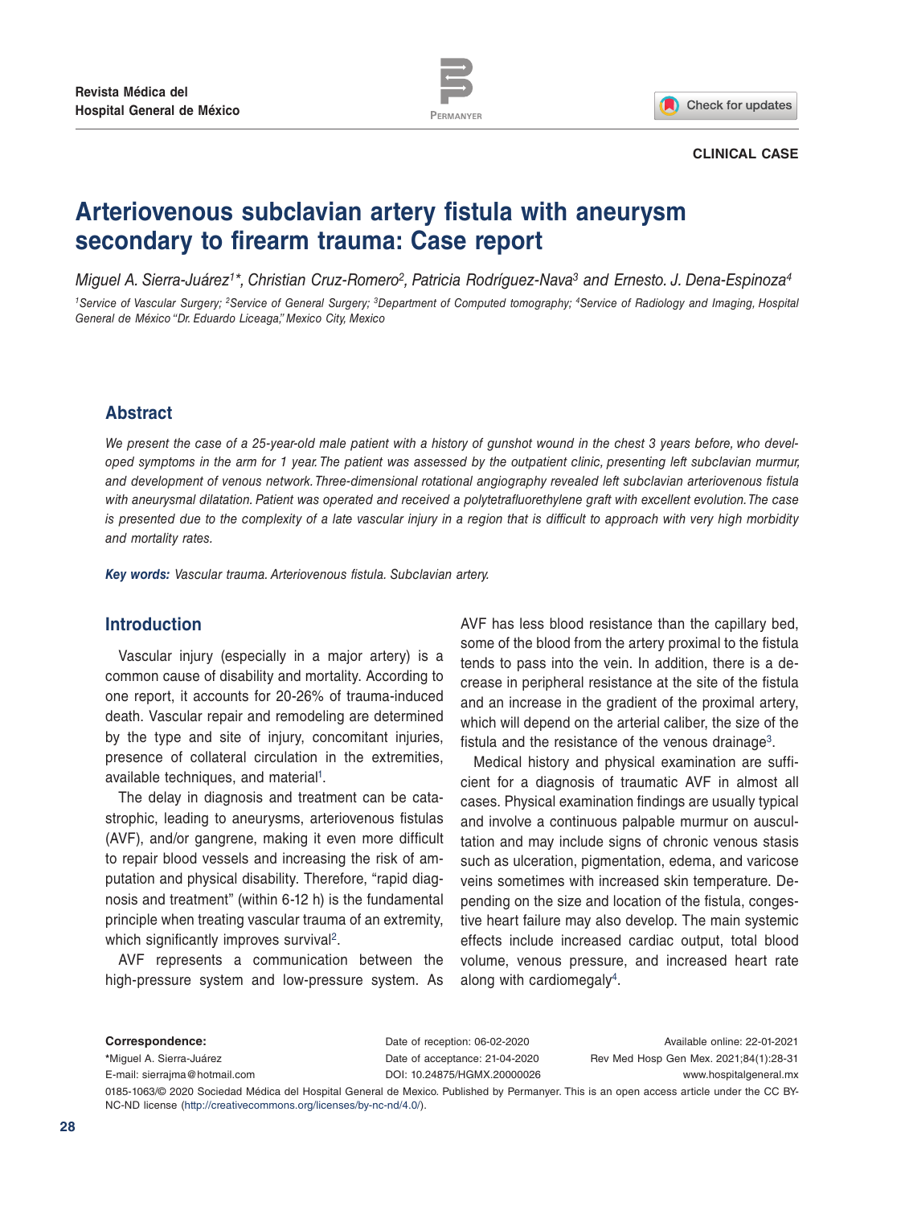Revista Médica del Hospital General de México

CLINICAL CASE

# Arteriovenous subclavian artery fistula with aneurysm secondary to firearm trauma: Case report

*Miguel A. Sierra-Juárez[1]\*, Christian Cruz-Romero[2], Patricia Rodríguez-Nava[3] and Ernesto. J. Dena-Espinoza[4]*

*[1]Service of Vascular Surgery; [2]Service of General Surgery; [3]Department of Computed tomography; [4]Service of Radiology and Imaging, Hospital General de México "Dr. Eduardo Liceaga," Mexico City, Mexico*

## Abstract

*We present the case of a 25-year-old male patient with a history of gunshot wound in the chest 3 years before, who developed symptoms in the arm for 1 year. The patient was assessed by the outpatient clinic, presenting left subclavian murmur, and development of venous network. Three-dimensional rotational angiography revealed left subclavian arteriovenous fistula with aneurysmal dilatation. Patient was operated and received a polytetrafluoroethylene graft with excellent evolution. The case is presented due to the complexity of a late vascular injury in a region that is difficult to approach with very high morbidity and mortality rates.*

***Key words:*** *Vascular trauma. Arteriovenous fistula. Subclavian artery.*

## Introduction

Vascular injury (especially in a major artery) is a common cause of disability and mortality. According to one report, it accounts for 20-26% of trauma-induced death. Vascular repair and remodeling are determined by the type and site of injury, concomitant injuries, presence of collateral circulation in the extremities, available techniques, and material[1].

The delay in diagnosis and treatment can be catastrophic, leading to aneurysms, arteriovenous fistulas (AVF), and/or gangrene, making it even more difficult to repair blood vessels and increasing the risk of amputation and physical disability. Therefore, "rapid diagnosis and treatment" (within 6-12 h) is the fundamental principle when treating vascular trauma of an extremity, which significantly improves survival[2].

AVF represents a communication between the high-pressure system and low-pressure system. As AVF has less blood resistance than the capillary bed, some of the blood from the artery proximal to the fistula tends to pass into the vein. In addition, there is a decrease in peripheral resistance at the site of the fistula and an increase in the gradient of the proximal artery, which will depend on the arterial caliber, the size of the fistula and the resistance of the venous drainage[3].

Medical history and physical examination are sufficient for a diagnosis of traumatic AVF in almost all cases. Physical examination findings are usually typical and involve a continuous palpable murmur on auscultation and may include signs of chronic venous stasis such as ulceration, pigmentation, edema, and varicose veins sometimes with increased skin temperature. Depending on the size and location of the fistula, congestive heart failure may also develop. The main systemic effects include increased cardiac output, total blood volume, venous pressure, and increased heart rate along with cardiomegaly[4].

**Correspondence:**
\*Miguel A. Sierra-Juárez
E-mail: sierrajma@hotmail.com

Date of reception: 06-02-2020
Date of acceptance: 21-04-2020
DOI: 10.24875/HGMX.20000026

Available online: 22-01-2021
Rev Med Hosp Gen Mex. 2021;84(1):28-31
www.hospitalgeneral.mx

0185-1063/© 2020 Sociedad Médica del Hospital General de Mexico. Published by Permanyer. This is an open access article under the CC BY-NC-ND license (http://creativecommons.org/licenses/by-nc-nd/4.0/).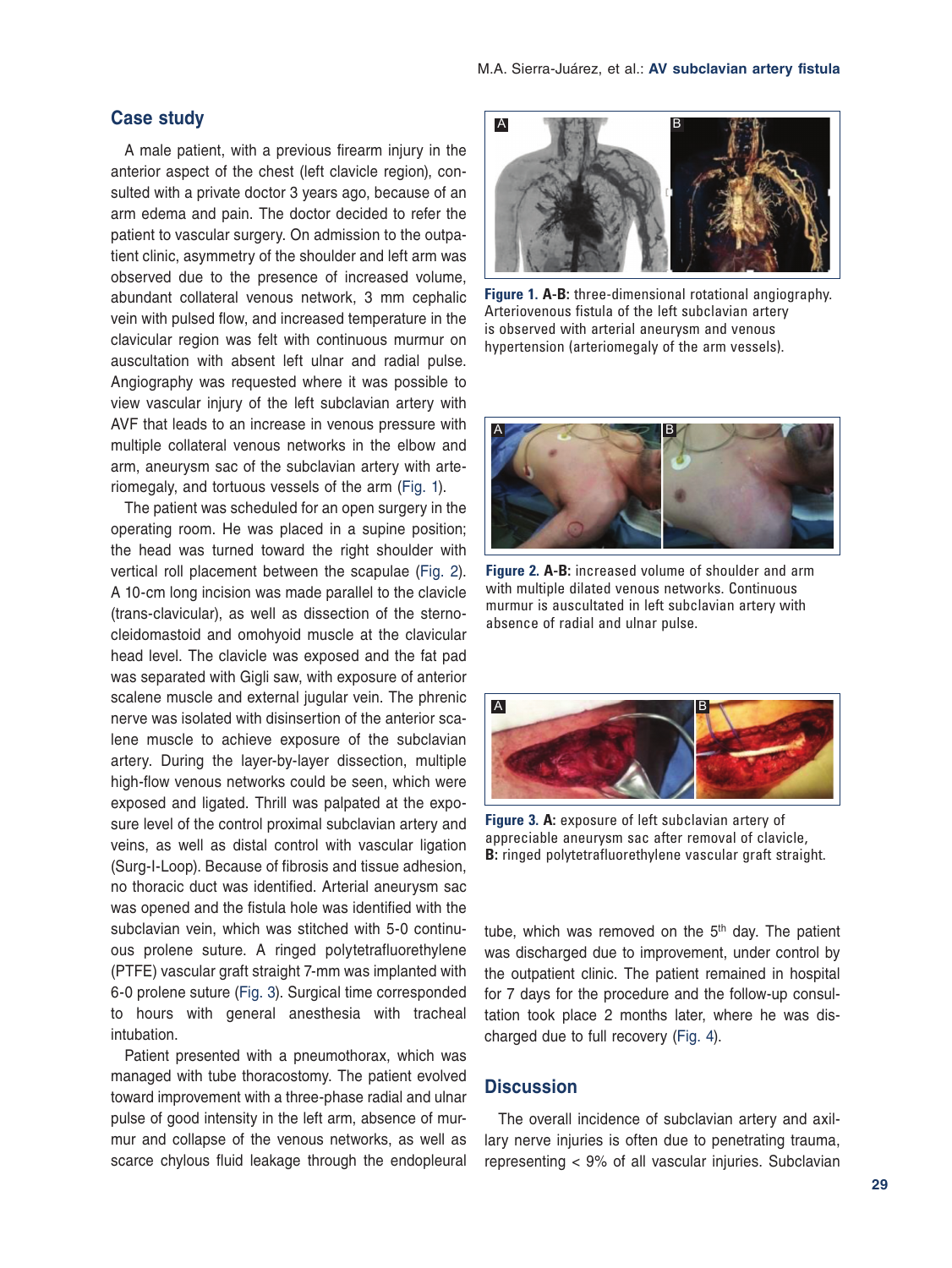## Case study

A male patient, with a previous firearm injury in the anterior aspect of the chest (left clavicle region), consulted with a private doctor 3 years ago, because of an arm edema and pain. The doctor decided to refer the patient to vascular surgery. On admission to the outpatient clinic, asymmetry of the shoulder and left arm was observed due to the presence of increased volume, abundant collateral venous network, 3 mm cephalic vein with pulsed flow, and increased temperature in the clavicular region was felt with continuous murmur on auscultation with absent left ulnar and radial pulse. Angiography was requested where it was possible to view vascular injury of the left subclavian artery with AVF that leads to an increase in venous pressure with multiple collateral venous networks in the elbow and arm, aneurysm sac of the subclavian artery with arteriomegaly, and tortuous vessels of the arm (Fig. 1).

The patient was scheduled for an open surgery in the operating room. He was placed in a supine position; the head was turned toward the right shoulder with vertical roll placement between the scapulae (Fig. 2). A 10-cm long incision was made parallel to the clavicle (trans-clavicular), as well as dissection of the sternocleidomastoid and omohyoid muscle at the clavicular head level. The clavicle was exposed and the fat pad was separated with Gigli saw, with exposure of anterior scalene muscle and external jugular vein. The phrenic nerve was isolated with disinsertion of the anterior scalene muscle to achieve exposure of the subclavian artery. During the layer-by-layer dissection, multiple high-flow venous networks could be seen, which were exposed and ligated. Thrill was palpated at the exposure level of the control proximal subclavian artery and veins, as well as distal control with vascular ligation (Surg-I-Loop). Because of fibrosis and tissue adhesion, no thoracic duct was identified. Arterial aneurysm sac was opened and the fistula hole was identified with the subclavian vein, which was stitched with 5-0 continuous prolene suture. A ringed polytetrafluorethylene (PTFE) vascular graft straight 7-mm was implanted with 6-0 prolene suture (Fig. 3). Surgical time corresponded to hours with general anesthesia with tracheal intubation.

Patient presented with a pneumothorax, which was managed with tube thoracostomy. The patient evolved toward improvement with a three-phase radial and ulnar pulse of good intensity in the left arm, absence of murmur and collapse of the venous networks, as well as scarce chylous fluid leakage through the endopleural tube, which was removed on the 5[th] day. The patient was discharged due to improvement, under control by the outpatient clinic. The patient remained in hospital for 7 days for the procedure and the follow-up consultation took place 2 months later, where he was discharged due to full recovery (Fig. 4).

**Figure 1. A-B:** three-dimensional rotational angiography. Arteriovenous fistula of the left subclavian artery is observed with arterial aneurysm and venous hypertension (arteriomegaly of the arm vessels).

**Figure 2. A-B:** increased volume of shoulder and arm with multiple dilated venous networks. Continuous murmur is auscultated in left subclavian artery with absence of radial and ulnar pulse.

**Figure 3. A:** exposure of left subclavian artery of appreciable aneurysm sac after removal of clavicle, **B:** ringed polytetrafluorethylene vascular graft straight.

## Discussion

The overall incidence of subclavian artery and axillary nerve injuries is often due to penetrating trauma, representing < 9% of all vascular injuries. Subclavian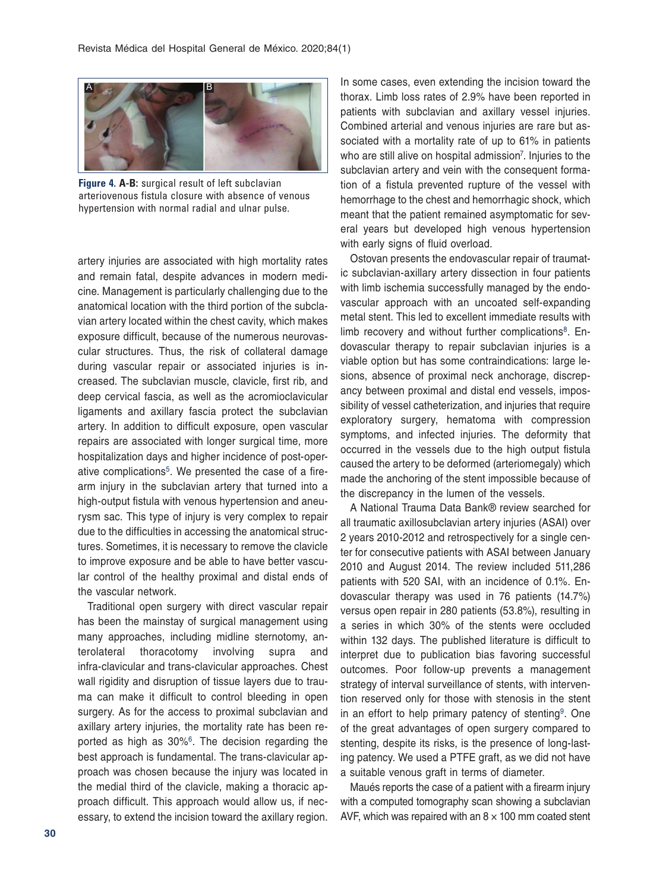**Figure 4. A-B:** surgical result of left subclavian arteriovenous fistula closure with absence of venous hypertension with normal radial and ulnar pulse.

artery injuries are associated with high mortality rates and remain fatal, despite advances in modern medicine. Management is particularly challenging due to the anatomical location with the third portion of the subclavian artery located within the chest cavity, which makes exposure difficult, because of the numerous neurovascular structures. Thus, the risk of collateral damage during vascular repair or associated injuries is increased. The subclavian muscle, clavicle, first rib, and deep cervical fascia, as well as the acromioclavicular ligaments and axillary fascia protect the subclavian artery. In addition to difficult exposure, open vascular repairs are associated with longer surgical time, more hospitalization days and higher incidence of post-operative complications[5]. We presented the case of a firearm injury in the subclavian artery that turned into a high-output fistula with venous hypertension and aneurysm sac. This type of injury is very complex to repair due to the difficulties in accessing the anatomical structures. Sometimes, it is necessary to remove the clavicle to improve exposure and be able to have better vascular control of the healthy proximal and distal ends of the vascular network.

Traditional open surgery with direct vascular repair has been the mainstay of surgical management using many approaches, including midline sternotomy, anterolateral thoracotomy involving supra and infra-clavicular and trans-clavicular approaches. Chest wall rigidity and disruption of tissue layers due to trauma can make it difficult to control bleeding in open surgery. As for the access to proximal subclavian and axillary artery injuries, the mortality rate has been reported as high as 30%[6]. The decision regarding the best approach is fundamental. The trans-clavicular approach was chosen because the injury was located in the medial third of the clavicle, making a thoracic approach difficult. This approach would allow us, if necessary, to extend the incision toward the axillary region. In some cases, even extending the incision toward the thorax. Limb loss rates of 2.9% have been reported in patients with subclavian and axillary vessel injuries. Combined arterial and venous injuries are rare but associated with a mortality rate of up to 61% in patients who are still alive on hospital admission[7]. Injuries to the subclavian artery and vein with the consequent formation of a fistula prevented rupture of the vessel with hemorrhage to the chest and hemorrhagic shock, which meant that the patient remained asymptomatic for several years but developed high venous hypertension with early signs of fluid overload.

Ostovan presents the endovascular repair of traumatic subclavian-axillary artery dissection in four patients with limb ischemia successfully managed by the endovascular approach with an uncoated self-expanding metal stent. This led to excellent immediate results with limb recovery and without further complications[8]. Endovascular therapy to repair subclavian injuries is a viable option but has some contraindications: large lesions, absence of proximal neck anchorage, discrepancy between proximal and distal end vessels, impossibility of vessel catheterization, and injuries that require exploratory surgery, hematoma with compression symptoms, and infected injuries. The deformity that occurred in the vessels due to the high output fistula caused the artery to be deformed (arteriomegaly) which made the anchoring of the stent impossible because of the discrepancy in the lumen of the vessels.

A National Trauma Data Bank® review searched for all traumatic axillosubclavian artery injuries (ASAI) over 2 years 2010-2012 and retrospectively for a single center for consecutive patients with ASAI between January 2010 and August 2014. The review included 511,286 patients with 520 SAI, with an incidence of 0.1%. Endovascular therapy was used in 76 patients (14.7%) versus open repair in 280 patients (53.8%), resulting in a series in which 30% of the stents were occluded within 132 days. The published literature is difficult to interpret due to publication bias favoring successful outcomes. Poor follow-up prevents a management strategy of interval surveillance of stents, with intervention reserved only for those with stenosis in the stent in an effort to help primary patency of stenting[9]. One of the great advantages of open surgery compared to stenting, despite its risks, is the presence of long-lasting patency. We used a PTFE graft, as we did not have a suitable venous graft in terms of diameter.

Maués reports the case of a patient with a firearm injury with a computed tomography scan showing a subclavian AVF, which was repaired with an 8 × 100 mm coated stent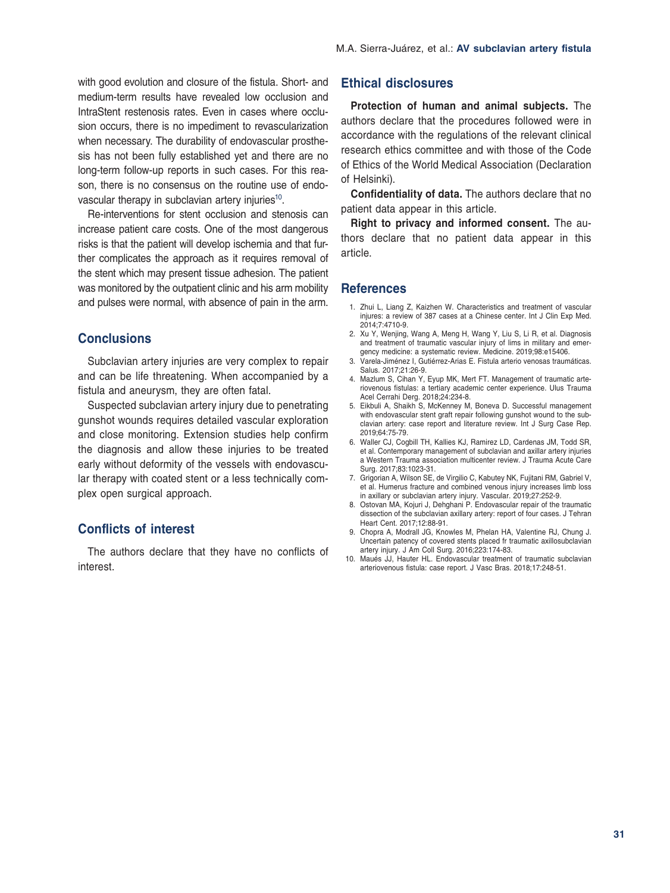with good evolution and closure of the fistula. Short- and medium-term results have revealed low occlusion and IntraStent restenosis rates. Even in cases where occlusion occurs, there is no impediment to revascularization when necessary. The durability of endovascular prosthesis has not been fully established yet and there are no long-term follow-up reports in such cases. For this reason, there is no consensus on the routine use of endovascular therapy in subclavian artery injuries[10].

Re-interventions for stent occlusion and stenosis can increase patient care costs. One of the most dangerous risks is that the patient will develop ischemia and that further complicates the approach as it requires removal of the stent which may present tissue adhesion. The patient was monitored by the outpatient clinic and his arm mobility and pulses were normal, with absence of pain in the arm.

## Conclusions

Subclavian artery injuries are very complex to repair and can be life threatening. When accompanied by a fistula and aneurysm, they are often fatal.

Suspected subclavian artery injury due to penetrating gunshot wounds requires detailed vascular exploration and close monitoring. Extension studies help confirm the diagnosis and allow these injuries to be treated early without deformity of the vessels with endovascular therapy with coated stent or a less technically complex open surgical approach.

## Conflicts of interest

The authors declare that they have no conflicts of interest.

## Ethical disclosures

**Protection of human and animal subjects.** The authors declare that the procedures followed were in accordance with the regulations of the relevant clinical research ethics committee and with those of the Code of Ethics of the World Medical Association (Declaration of Helsinki).

**Confidentiality of data.** The authors declare that no patient data appear in this article.

**Right to privacy and informed consent.** The authors declare that no patient data appear in this article.

## References

1. Zhui L, Liang Z, Kaizhen W. Characteristics and treatment of vascular injures: a review of 387 cases at a Chinese center. Int J Clin Exp Med. 2014;7:4710-9.
2. Xu Y, Wenjing, Wang A, Meng H, Wang Y, Liu S, Li R, et al. Diagnosis and treatment of traumatic vascular injury of lims in military and emergency medicine: a systematic review. Medicine. 2019;98:e15406.
3. Varela-Jiménez I, Gutiérrez-Arias E. Fistula arterio venosas traumáticas. Salus. 2017;21:26-9.
4. Mazlum S, Cihan Y, Eyup MK, Mert FT. Management of traumatic arteriovenous fistulas: a tertiary academic center experience. Ulus Trauma Acel Cerrahi Derg. 2018;24:234-8.
5. Eikbuli A, Shaikh S, McKenney M, Boneva D. Successful management with endovascular stent graft repair following gunshot wound to the subclavian artery: case report and literature review. Int J Surg Case Rep. 2019;64:75-79.
6. Waller CJ, Cogbill TH, Kallies KJ, Ramirez LD, Cardenas JM, Todd SR, et al. Contemporary management of subclavian and axillar artery injuries a Western Trauma association multicenter review. J Trauma Acute Care Surg. 2017;83:1023-31.
7. Grigorian A, Wilson SE, de Virgilio C, Kabutey NK, Fujitani RM, Gabriel V, et al. Humerus fracture and combined venous injury increases limb loss in axillary or subclavian artery injury. Vascular. 2019;27:252-9.
8. Ostovan MA, Kojuri J, Dehghani P. Endovascular repair of the traumatic dissection of the subclavian axillary artery: report of four cases. J Tehran Heart Cent. 2017;12:88-91.
9. Chopra A, Modrall JG, Knowles M, Phelan HA, Valentine RJ, Chung J. Uncertain patency of covered stents placed fr traumatic axillosubclavian artery injury. J Am Coll Surg. 2016;223:174-83.
10. Maués JJ, Hauter HL. Endovascular treatment of traumatic subclavian arteriovenous fistula: case report. J Vasc Bras. 2018;17:248-51.